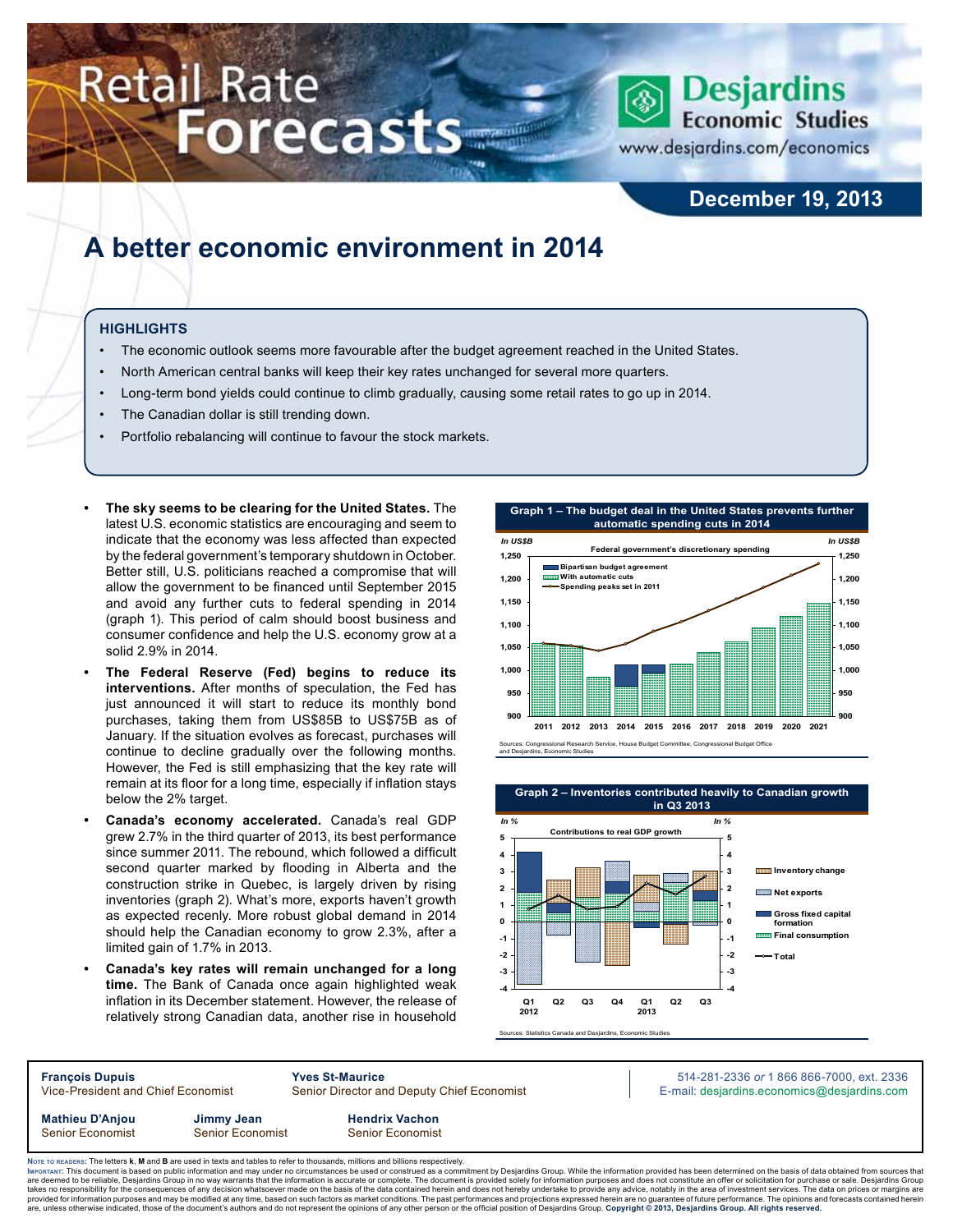# Retail Rate Forecasts

Desjardins Economic Studies
www.desjardins.com/economics

**December 19, 2013**

# A better economic environment in 2014

## HIGHLIGHTS

- The economic outlook seems more favourable after the budget agreement reached in the United States.
- North American central banks will keep their key rates unchanged for several more quarters.
- Long-term bond yields could continue to climb gradually, causing some retail rates to go up in 2014.
- The Canadian dollar is still trending down.
- Portfolio rebalancing will continue to favour the stock markets.

- **The sky seems to be clearing for the United States.** The latest U.S. economic statistics are encouraging and seem to indicate that the economy was less affected than expected by the federal government's temporary shutdown in October. Better still, U.S. politicians reached a compromise that will allow the government to be financed until September 2015 and avoid any further cuts to federal spending in 2014 (graph 1). This period of calm should boost business and consumer confidence and help the U.S. economy grow at a solid 2.9% in 2014.
- **The Federal Reserve (Fed) begins to reduce its interventions.** After months of speculation, the Fed has just announced it will start to reduce its monthly bond purchases, taking them from US$85B to US$75B as of January. If the situation evolves as forecast, purchases will continue to decline gradually over the following months. However, the Fed is still emphasizing that the key rate will remain at its floor for a long time, especially if inflation stays below the 2% target.
- **Canada's economy accelerated.** Canada's real GDP grew 2.7% in the third quarter of 2013, its best performance since summer 2011. The rebound, which followed a difficult second quarter marked by flooding in Alberta and the construction strike in Quebec, is largely driven by rising inventories (graph 2). What's more, exports haven't growth as expected recently. More robust global demand in 2014 should help the Canadian economy to grow 2.3%, after a limited gain of 1.7% in 2013.
- **Canada's key rates will remain unchanged for a long time.** The Bank of Canada once again highlighted weak inflation in its December statement. However, the release of relatively strong Canadian data, another rise in household

**Graph 1 – The budget deal in the United States prevents further automatic spending cuts in 2014**

Federal government's discretionary spending (In US$B) — Bipartisan budget agreement; With automatic cuts; Spending peaks set in 2011 (2011–2021)

Sources: Congressional Research Service, House Budget Committee, Congressional Budget Office and Desjardins, Economic Studies

**Graph 2 – Inventories contributed heavily to Canadian growth in Q3 2013**

Contributions to real GDP growth (In %) — Inventory change; Net exports; Gross fixed capital formation; Final consumption; Total (Q1 2012 – Q3 2013)

Sources: Statistics Canada and Desjardins, Economic Studies

**François Dupuis**
Vice-President and Chief Economist

**Yves St-Maurice**
Senior Director and Deputy Chief Economist

514-281-2336 *or* 1 866 866-7000, ext. 2336
E-mail: desjardins.economics@desjardins.com

**Mathieu D'Anjou**
Senior Economist

**Jimmy Jean**
Senior Economist

**Hendrix Vachon**
Senior Economist

Note to readers: The letters **k**, **M** and **B** are used in texts and tables to refer to thousands, millions and billions respectively.
Important: This document is based on public information and may under no circumstances be used or construed as a commitment by Desjardins Group. While the information provided has been determined on the basis of data obtained from sources that are deemed to be reliable, Desjardins Group in no way warrants that the information is accurate or complete. The document is provided solely for information purposes and does not constitute an offer or solicitation for purchase or sale. Desjardins Group takes no responsibility for the consequences of any decision whatsoever made on the basis of the data contained herein and does not hereby undertake to provide any advice, notably in the area of investment services. The data on prices or margins are provided for information purposes and may be modified at any time, based on such factors as market conditions. The past performances and projections expressed herein are no guarantee of future performance. The opinions and forecasts contained herein are, unless otherwise indicated, those of the document's authors and do not represent the opinions of any other person or the official position of Desjardins Group. **Copyright © 2013, Desjardins Group. All rights reserved.**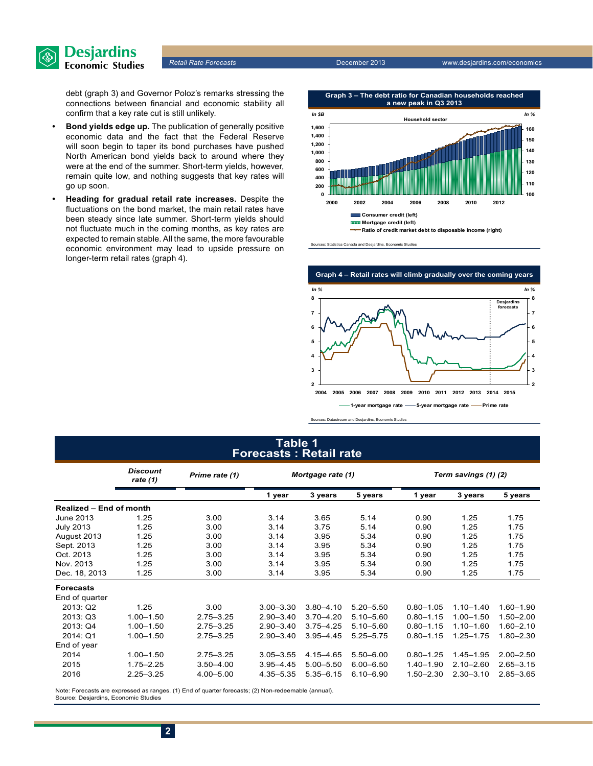debt (graph 3) and Governor Poloz's remarks stressing the connections between financial and economic stability all confirm that a key rate cut is still unlikely.

- **Bond yields edge up.** The publication of generally positive economic data and the fact that the Federal Reserve will soon begin to taper its bond purchases have pushed North American bond yields back to around where they were at the end of the summer. Short-term yields, however, remain quite low, and nothing suggests that key rates will go up soon.
- **Heading for gradual retail rate increases.** Despite the fluctuations on the bond market, the main retail rates have been steady since late summer. Short-term yields should not fluctuate much in the coming months, as key rates are expected to remain stable. All the same, the more favourable economic environment may lead to upside pressure on longer-term retail rates (graph 4).

**Graph 3 – The debt ratio for Canadian households reached a new peak in Q3 2013**

Sources: Statistics Canada and Desjardins, Economic Studies

**Graph 4 – Retail rates will climb gradually over the coming years**

Sources: Datastream and Desjardins, Economic Studies

## Table 1
## Forecasts : Retail rate

| | Discount rate (1) | Prime rate (1) | Mortgage rate (1) | | | Term savings (1) (2) | | |
|---|---|---|---|---|---|---|---|---|
| | | | 1 year | 3 years | 5 years | 1 year | 3 years | 5 years |
| **Realized – End of month** | | | | | | | | |
| June 2013 | 1.25 | 3.00 | 3.14 | 3.65 | 5.14 | 0.90 | 1.25 | 1.75 |
| July 2013 | 1.25 | 3.00 | 3.14 | 3.75 | 5.14 | 0.90 | 1.25 | 1.75 |
| August 2013 | 1.25 | 3.00 | 3.14 | 3.95 | 5.34 | 0.90 | 1.25 | 1.75 |
| Sept. 2013 | 1.25 | 3.00 | 3.14 | 3.95 | 5.34 | 0.90 | 1.25 | 1.75 |
| Oct. 2013 | 1.25 | 3.00 | 3.14 | 3.95 | 5.34 | 0.90 | 1.25 | 1.75 |
| Nov. 2013 | 1.25 | 3.00 | 3.14 | 3.95 | 5.34 | 0.90 | 1.25 | 1.75 |
| Dec. 18, 2013 | 1.25 | 3.00 | 3.14 | 3.95 | 5.34 | 0.90 | 1.25 | 1.75 |
| **Forecasts** | | | | | | | | |
| End of quarter | | | | | | | | |
| 2013: Q2 | 1.25 | 3.00 | 3.00–3.30 | 3.80–4.10 | 5.20–5.50 | 0.80–1.05 | 1.10–1.40 | 1.60–1.90 |
| 2013: Q3 | 1.00–1.50 | 2.75–3.25 | 2.90–3.40 | 3.70–4.20 | 5.10–5.60 | 0.80–1.15 | 1.00–1.50 | 1.50–2.00 |
| 2013: Q4 | 1.00–1.50 | 2.75–3.25 | 2.90–3.40 | 3.75–4.25 | 5.10–5.60 | 0.80–1.15 | 1.10–1.60 | 1.60–2.10 |
| 2014: Q1 | 1.00–1.50 | 2.75–3.25 | 2.90–3.40 | 3.95–4.45 | 5.25–5.75 | 0.80–1.15 | 1.25–1.75 | 1.80–2.30 |
| End of year | | | | | | | | |
| 2014 | 1.00–1.50 | 2.75–3.25 | 3.05–3.55 | 4.15–4.65 | 5.50–6.00 | 0.80–1.25 | 1.45–1.95 | 2.00–2.50 |
| 2015 | 1.75–2.25 | 3.50–4.00 | 3.95–4.45 | 5.00–5.50 | 6.00–6.50 | 1.40–1.90 | 2.10–2.60 | 2.65–3.15 |
| 2016 | 2.25–3.25 | 4.00–5.00 | 4.35–5.35 | 5.35–6.15 | 6.10–6.90 | 1.50–2.30 | 2.30–3.10 | 2.85–3.65 |

Note: Forecasts are expressed as ranges. (1) End of quarter forecasts; (2) Non-redeemable (annual).
Source: Desjardins, Economic Studies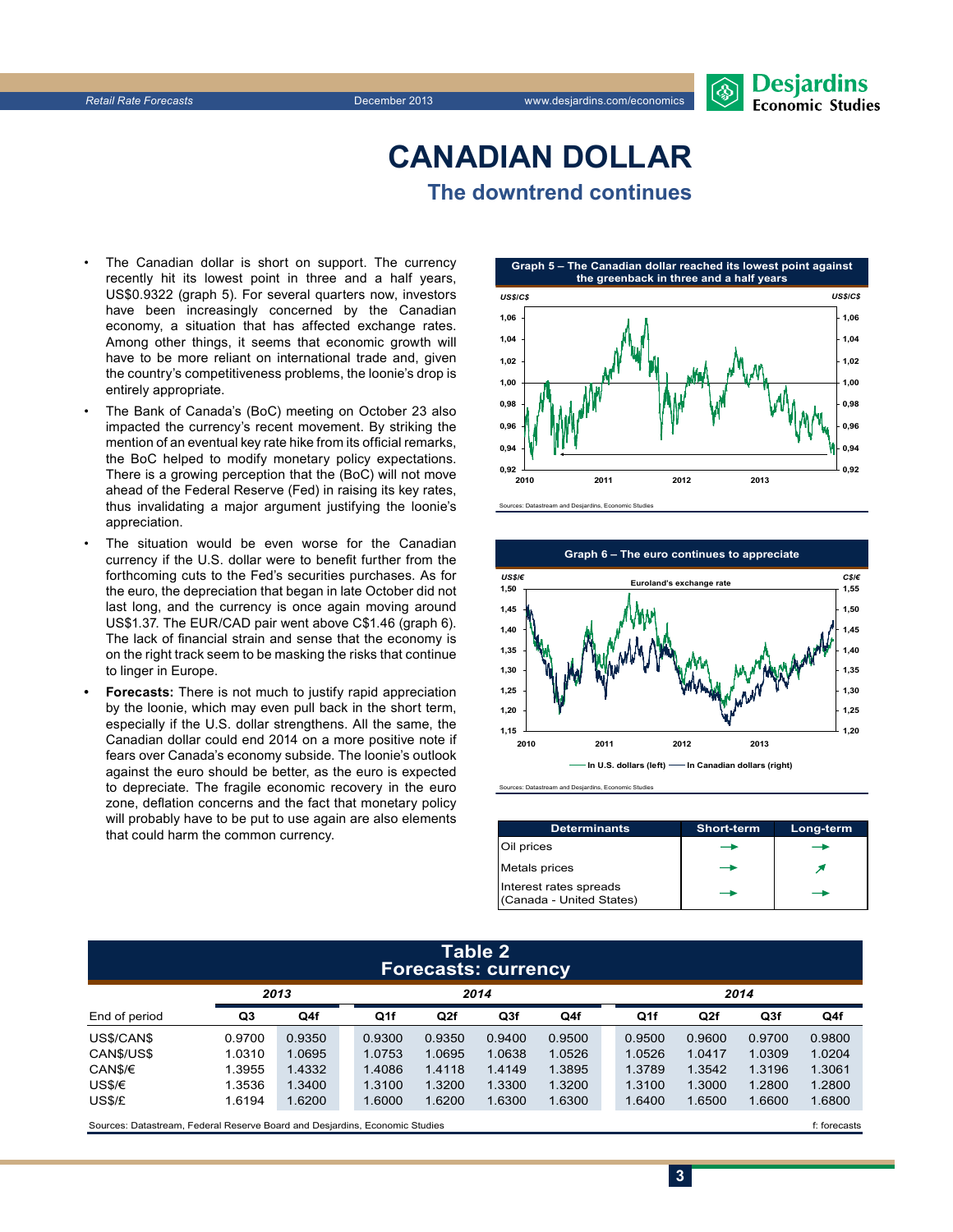# CANADIAN DOLLAR

## The downtrend continues

- The Canadian dollar is short on support. The currency recently hit its lowest point in three and a half years, US$0.9322 (graph 5). For several quarters now, investors have been increasingly concerned by the Canadian economy, a situation that has affected exchange rates. Among other things, it seems that economic growth will have to be more reliant on international trade and, given the country's competitiveness problems, the loonie's drop is entirely appropriate.
- The Bank of Canada's (BoC) meeting on October 23 also impacted the currency's recent movement. By striking the mention of an eventual key rate hike from its official remarks, the BoC helped to modify monetary policy expectations. There is a growing perception that the (BoC) will not move ahead of the Federal Reserve (Fed) in raising its key rates, thus invalidating a major argument justifying the loonie's appreciation.
- The situation would be even worse for the Canadian currency if the U.S. dollar were to benefit further from the forthcoming cuts to the Fed's securities purchases. As for the euro, the depreciation that began in late October did not last long, and the currency is once again moving around US$1.37. The EUR/CAD pair went above C$1.46 (graph 6). The lack of financial strain and sense that the economy is on the right track seem to be masking the risks that continue to linger in Europe.
- **Forecasts:** There is not much to justify rapid appreciation by the loonie, which may even pull back in the short term, especially if the U.S. dollar strengthens. All the same, the Canadian dollar could end 2014 on a more positive note if fears over Canada's economy subside. The loonie's outlook against the euro should be better, as the euro is expected to depreciate. The fragile economic recovery in the euro zone, deflation concerns and the fact that monetary policy will probably have to be put to use again are also elements that could harm the common currency.

**Graph 5 – The Canadian dollar reached its lowest point against the greenback in three and a half years**

Sources: Datastream and Desjardins, Economic Studies

**Graph 6 – The euro continues to appreciate**

Sources: Datastream and Desjardins, Economic Studies

| Determinants | Short-term | Long-term |
|---|---|---|
| Oil prices | → | → |
| Metals prices | → | ↗ |
| Interest rates spreads (Canada - United States) | → | → |

**Table 2**
**Forecasts: currency**

| End of period | 2013 Q3 | 2013 Q4f | 2014 Q1f | 2014 Q2f | 2014 Q3f | 2014 Q4f | 2015 Q1f | 2015 Q2f | 2015 Q3f | 2015 Q4f |
|---|---|---|---|---|---|---|---|---|---|---|
| US$/CAN$ | 0.9700 | 0.9350 | 0.9300 | 0.9350 | 0.9400 | 0.9500 | 0.9500 | 0.9600 | 0.9700 | 0.9800 |
| CAN$/US$ | 1.0310 | 1.0695 | 1.0753 | 1.0695 | 1.0638 | 1.0526 | 1.0526 | 1.0417 | 1.0309 | 1.0204 |
| CAN$/€ | 1.3955 | 1.4332 | 1.4086 | 1.4118 | 1.4149 | 1.3895 | 1.3789 | 1.3542 | 1.3196 | 1.3061 |
| US$/€ | 1.3536 | 1.3400 | 1.3100 | 1.3200 | 1.3300 | 1.3200 | 1.3100 | 1.3000 | 1.2800 | 1.2800 |
| US$/£ | 1.6194 | 1.6200 | 1.6000 | 1.6200 | 1.6300 | 1.6300 | 1.6400 | 1.6500 | 1.6600 | 1.6800 |

Sources: Datastream, Federal Reserve Board and Desjardins, Economic Studies — f: forecasts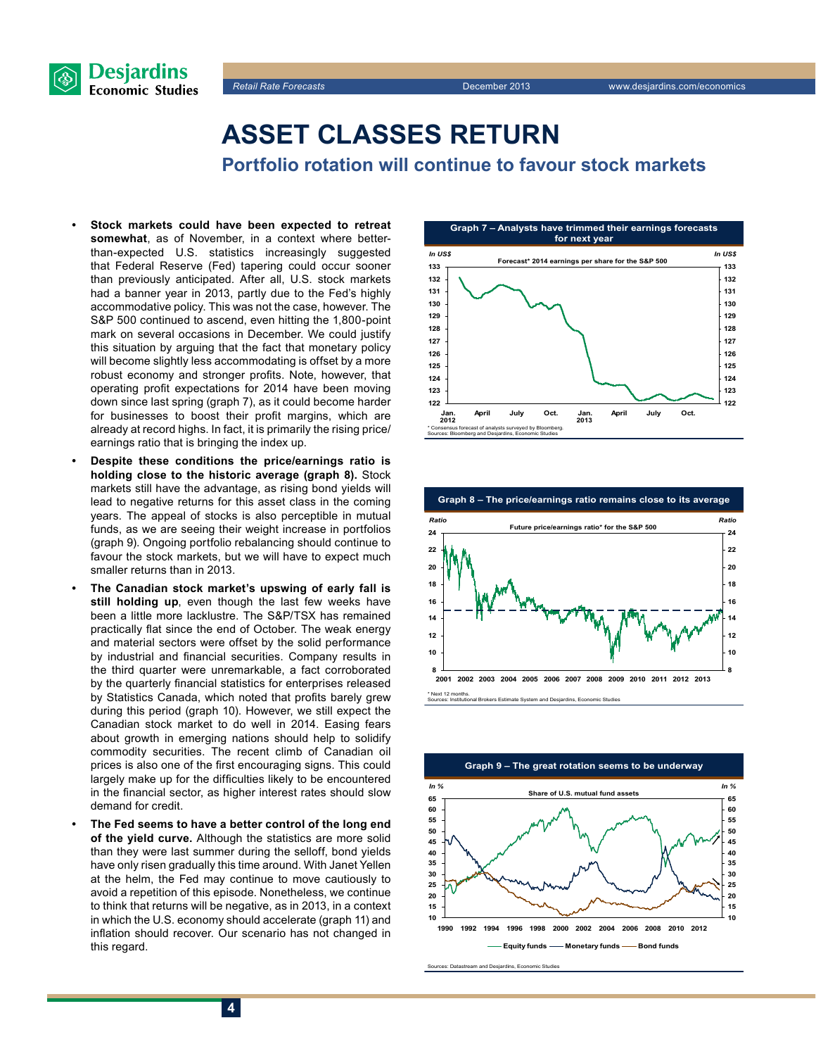# ASSET CLASSES RETURN

## Portfolio rotation will continue to favour stock markets

- **Stock markets could have been expected to retreat somewhat**, as of November, in a context where better-than-expected U.S. statistics increasingly suggested that Federal Reserve (Fed) tapering could occur sooner than previously anticipated. After all, U.S. stock markets had a banner year in 2013, partly due to the Fed's highly accommodative policy. This was not the case, however. The S&P 500 continued to ascend, even hitting the 1,800-point mark on several occasions in December. We could justify this situation by arguing that the fact that monetary policy will become slightly less accommodating is offset by a more robust economy and stronger profits. Note, however, that operating profit expectations for 2014 have been moving down since last spring (graph 7), as it could become harder for businesses to boost their profit margins, which are already at record highs. In fact, it is primarily the rising price/earnings ratio that is bringing the index up.
- **Despite these conditions the price/earnings ratio is holding close to the historic average (graph 8).** Stock markets still have the advantage, as rising bond yields will lead to negative returns for this asset class in the coming years. The appeal of stocks is also perceptible in mutual funds, as we are seeing their weight increase in portfolios (graph 9). Ongoing portfolio rebalancing should continue to favour the stock markets, but we will have to expect much smaller returns than in 2013.
- **The Canadian stock market's upswing of early fall is still holding up**, even though the last few weeks have been a little more lacklustre. The S&P/TSX has remained practically flat since the end of October. The weak energy and material sectors were offset by the solid performance by industrial and financial securities. Company results in the third quarter were unremarkable, a fact corroborated by the quarterly financial statistics for enterprises released by Statistics Canada, which noted that profits barely grew during this period (graph 10). However, we still expect the Canadian stock market to do well in 2014. Easing fears about growth in emerging nations should help to solidify commodity securities. The recent climb of Canadian oil prices is also one of the first encouraging signs. This could largely make up for the difficulties likely to be encountered in the financial sector, as higher interest rates should slow demand for credit.
- **The Fed seems to have a better control of the long end of the yield curve.** Although the statistics are more solid than they were last summer during the selloff, bond yields have only risen gradually this time around. With Janet Yellen at the helm, the Fed may continue to move cautiously to avoid a repetition of this episode. Nonetheless, we continue to think that returns will be negative, as in 2013, in a context in which the U.S. economy should accelerate (graph 11) and inflation should recover. Our scenario has not changed in this regard.

**Graph 7 – Analysts have trimmed their earnings forecasts for next year**

Forecast* 2014 earnings per share for the S&P 500 (In US$)

\* Consensus forecast of analysts surveyed by Bloomberg.
Sources: Bloomberg and Desjardins, Economic Studies

**Graph 8 – The price/earnings ratio remains close to its average**

Future price/earnings ratio* for the S&P 500 (Ratio)

\* Next 12 months.
Sources: Institutional Brokers Estimate System and Desjardins, Economic Studies

**Graph 9 – The great rotation seems to be underway**

Share of U.S. mutual fund assets (In %)

Equity funds — Monetary funds — Bond funds

Sources: Datastream and Desjardins, Economic Studies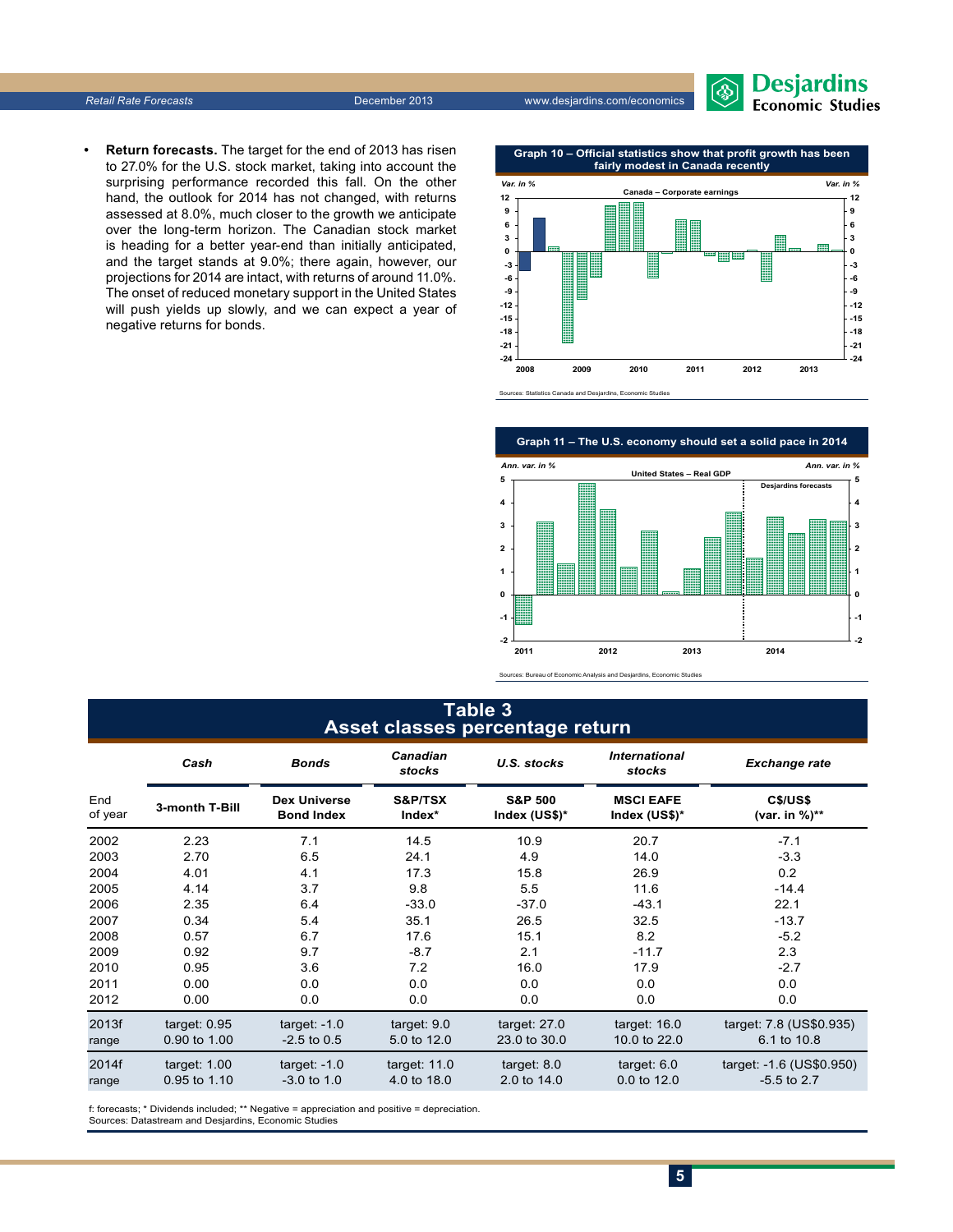- **Return forecasts.** The target for the end of 2013 has risen to 27.0% for the U.S. stock market, taking into account the surprising performance recorded this fall. On the other hand, the outlook for 2014 has not changed, with returns assessed at 8.0%, much closer to the growth we anticipate over the long-term horizon. The Canadian stock market is heading for a better year-end than initially anticipated, and the target stands at 9.0%; there again, however, our projections for 2014 are intact, with returns of around 11.0%. The onset of reduced monetary support in the United States will push yields up slowly, and we can expect a year of negative returns for bonds.

**Graph 10 – Official statistics show that profit growth has been fairly modest in Canada recently**

Var. in %

Canada – Corporate earnings

12, 9, 6, 3, 0, -3, -6, -9, -12, -15, -18, -21, -24

2008, 2009, 2010, 2011, 2012, 2013

Sources: Statistics Canada and Desjardins, Economic Studies

**Graph 11 – The U.S. economy should set a solid pace in 2014**

Ann. var. in %

United States – Real GDP

Desjardins forecasts

5, 4, 3, 2, 1, 0, -1, -2

2011, 2012, 2013, 2014

Sources: Bureau of Economic Analysis and Desjardins, Economic Studies

## Table 3
## Asset classes percentage return

| | *Cash* | *Bonds* | *Canadian stocks* | *U.S. stocks* | *International stocks* | *Exchange rate* |
|---|---|---|---|---|---|---|
| End of year | 3-month T-Bill | Dex Universe Bond Index | S&P/TSX Index* | S&P 500 Index (US$)* | MSCI EAFE Index (US$)* | C$/US$ (var. in %)** |
| 2002 | 2.23 | 7.1 | 14.5 | 10.9 | 20.7 | -7.1 |
| 2003 | 2.70 | 6.5 | 24.1 | 4.9 | 14.0 | -3.3 |
| 2004 | 4.01 | 4.1 | 17.3 | 15.8 | 26.9 | 0.2 |
| 2005 | 4.14 | 3.7 | 9.8 | 5.5 | 11.6 | -14.4 |
| 2006 | 2.35 | 6.4 | -33.0 | -37.0 | -43.1 | 22.1 |
| 2007 | 0.34 | 5.4 | 35.1 | 26.5 | 32.5 | -13.7 |
| 2008 | 0.57 | 6.7 | 17.6 | 15.1 | 8.2 | -5.2 |
| 2009 | 0.92 | 9.7 | -8.7 | 2.1 | -11.7 | 2.3 |
| 2010 | 0.95 | 3.6 | 7.2 | 16.0 | 17.9 | -2.7 |
| 2011 | 0.00 | 0.0 | 0.0 | 0.0 | 0.0 | 0.0 |
| 2012 | 0.00 | 0.0 | 0.0 | 0.0 | 0.0 | 0.0 |
| 2013f | target: 0.95 | target: -1.0 | target: 9.0 | target: 27.0 | target: 16.0 | target: 7.8 (US$0.935) |
| range | 0.90 to 1.00 | -2.5 to 0.5 | 5.0 to 12.0 | 23.0 to 30.0 | 10.0 to 22.0 | 6.1 to 10.8 |
| 2014f | target: 1.00 | target: -1.0 | target: 11.0 | target: 8.0 | target: 6.0 | target: -1.6 (US$0.950) |
| range | 0.95 to 1.10 | -3.0 to 1.0 | 4.0 to 18.0 | 2.0 to 14.0 | 0.0 to 12.0 | -5.5 to 2.7 |

f: forecasts; * Dividends included; ** Negative = appreciation and positive = depreciation.
Sources: Datastream and Desjardins, Economic Studies